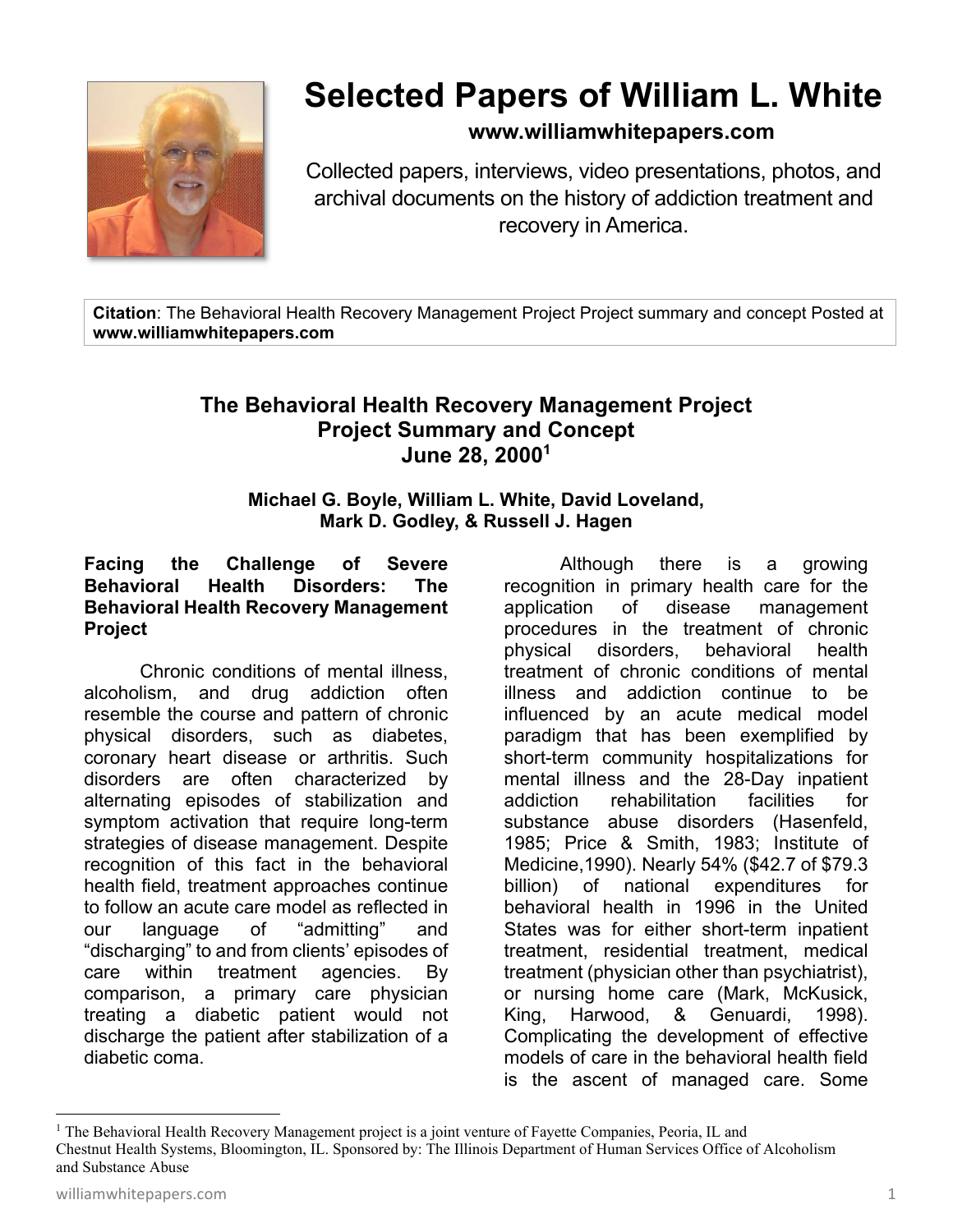# Selected Papers of William L. White

**www.williamwhitepapers.com**

Collected papers, interviews, video presentations, photos, and archival documents on the history of addiction treatment and recovery in America.

**Citation**: The Behavioral Health Recovery Management Project Project summary and concept Posted at **www.williamwhitepapers.com**

## The Behavioral Health Recovery Management Project
## Project Summary and Concept
## June 28, 2000[1]

**Michael G. Boyle, William L. White, David Loveland, Mark D. Godley, & Russell J. Hagen**

### Facing the Challenge of Severe Behavioral Health Disorders: The Behavioral Health Recovery Management Project

Chronic conditions of mental illness, alcoholism, and drug addiction often resemble the course and pattern of chronic physical disorders, such as diabetes, coronary heart disease or arthritis. Such disorders are often characterized by alternating episodes of stabilization and symptom activation that require long-term strategies of disease management. Despite recognition of this fact in the behavioral health field, treatment approaches continue to follow an acute care model as reflected in our language of "admitting" and "discharging" to and from clients' episodes of care within treatment agencies. By comparison, a primary care physician treating a diabetic patient would not discharge the patient after stabilization of a diabetic coma.

Although there is a growing recognition in primary health care for the application of disease management procedures in the treatment of chronic physical disorders, behavioral health treatment of chronic conditions of mental illness and addiction continue to be influenced by an acute medical model paradigm that has been exemplified by short-term community hospitalizations for mental illness and the 28-Day inpatient addiction rehabilitation facilities for substance abuse disorders (Hasenfeld, 1985; Price & Smith, 1983; Institute of Medicine,1990). Nearly 54% ($42.7 of $79.3 billion) of national expenditures for behavioral health in 1996 in the United States was for either short-term inpatient treatment, residential treatment, medical treatment (physician other than psychiatrist), or nursing home care (Mark, McKusick, King, Harwood, & Genuardi, 1998). Complicating the development of effective models of care in the behavioral health field is the ascent of managed care. Some

[1] The Behavioral Health Recovery Management project is a joint venture of Fayette Companies, Peoria, IL and Chestnut Health Systems, Bloomington, IL. Sponsored by: The Illinois Department of Human Services Office of Alcoholism and Substance Abuse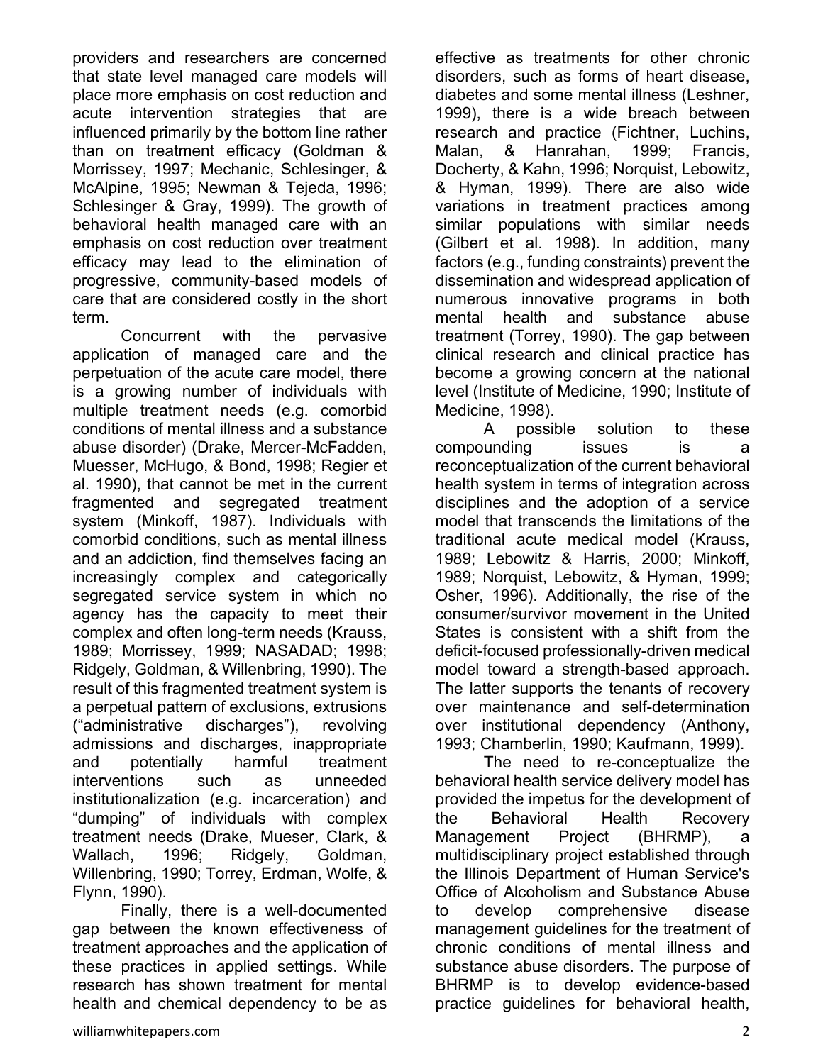providers and researchers are concerned that state level managed care models will place more emphasis on cost reduction and acute intervention strategies that are influenced primarily by the bottom line rather than on treatment efficacy (Goldman & Morrissey, 1997; Mechanic, Schlesinger, & McAlpine, 1995; Newman & Tejeda, 1996; Schlesinger & Gray, 1999). The growth of behavioral health managed care with an emphasis on cost reduction over treatment efficacy may lead to the elimination of progressive, community-based models of care that are considered costly in the short term.

Concurrent with the pervasive application of managed care and the perpetuation of the acute care model, there is a growing number of individuals with multiple treatment needs (e.g. comorbid conditions of mental illness and a substance abuse disorder) (Drake, Mercer-McFadden, Muesser, McHugo, & Bond, 1998; Regier et al. 1990), that cannot be met in the current fragmented and segregated treatment system (Minkoff, 1987). Individuals with comorbid conditions, such as mental illness and an addiction, find themselves facing an increasingly complex and categorically segregated service system in which no agency has the capacity to meet their complex and often long-term needs (Krauss, 1989; Morrissey, 1999; NASADAD; 1998; Ridgely, Goldman, & Willenbring, 1990). The result of this fragmented treatment system is a perpetual pattern of exclusions, extrusions ("administrative discharges"), revolving admissions and discharges, inappropriate and potentially harmful treatment interventions such as unneeded institutionalization (e.g. incarceration) and "dumping" of individuals with complex treatment needs (Drake, Mueser, Clark, & Wallach, 1996; Ridgely, Goldman, Willenbring, 1990; Torrey, Erdman, Wolfe, & Flynn, 1990).

Finally, there is a well-documented gap between the known effectiveness of treatment approaches and the application of these practices in applied settings. While research has shown treatment for mental health and chemical dependency to be as effective as treatments for other chronic disorders, such as forms of heart disease, diabetes and some mental illness (Leshner, 1999), there is a wide breach between research and practice (Fichtner, Luchins, Malan, & Hanrahan, 1999; Francis, Docherty, & Kahn, 1996; Norquist, Lebowitz, & Hyman, 1999). There are also wide variations in treatment practices among similar populations with similar needs (Gilbert et al. 1998). In addition, many factors (e.g., funding constraints) prevent the dissemination and widespread application of numerous innovative programs in both mental health and substance abuse treatment (Torrey, 1990). The gap between clinical research and clinical practice has become a growing concern at the national level (Institute of Medicine, 1990; Institute of Medicine, 1998).

A possible solution to these compounding issues is a reconceptualization of the current behavioral health system in terms of integration across disciplines and the adoption of a service model that transcends the limitations of the traditional acute medical model (Krauss, 1989; Lebowitz & Harris, 2000; Minkoff, 1989; Norquist, Lebowitz, & Hyman, 1999; Osher, 1996). Additionally, the rise of the consumer/survivor movement in the United States is consistent with a shift from the deficit-focused professionally-driven medical model toward a strength-based approach. The latter supports the tenants of recovery over maintenance and self-determination over institutional dependency (Anthony, 1993; Chamberlin, 1990; Kaufmann, 1999).

The need to re-conceptualize the behavioral health service delivery model has provided the impetus for the development of the Behavioral Health Recovery Management Project (BHRMP), a multidisciplinary project established through the Illinois Department of Human Service's Office of Alcoholism and Substance Abuse to develop comprehensive disease management guidelines for the treatment of chronic conditions of mental illness and substance abuse disorders. The purpose of BHRMP is to develop evidence-based practice guidelines for behavioral health,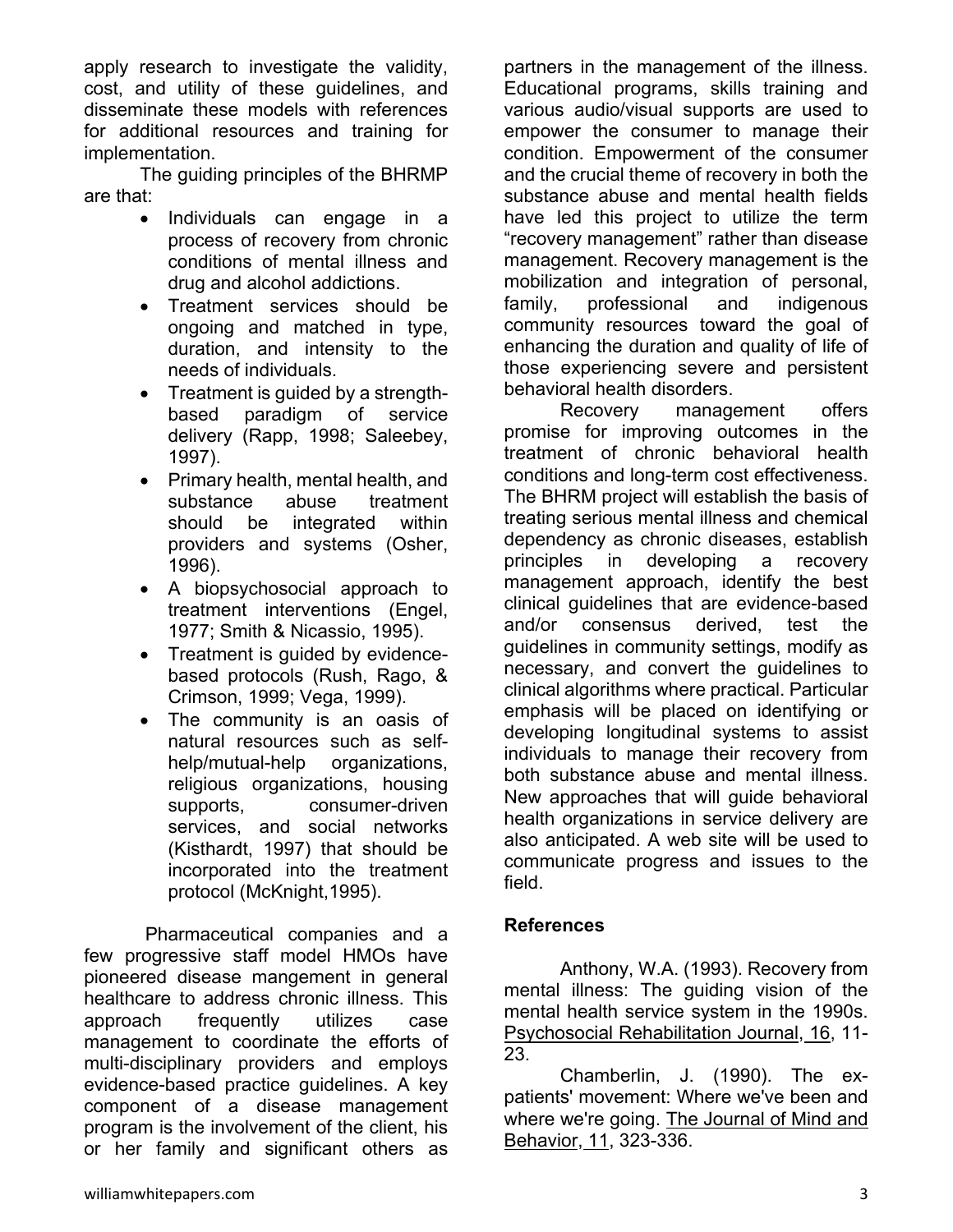apply research to investigate the validity, cost, and utility of these guidelines, and disseminate these models with references for additional resources and training for implementation.

The guiding principles of the BHRMP are that:

- Individuals can engage in a process of recovery from chronic conditions of mental illness and drug and alcohol addictions.
- Treatment services should be ongoing and matched in type, duration, and intensity to the needs of individuals.
- Treatment is guided by a strength-based paradigm of service delivery (Rapp, 1998; Saleebey, 1997).
- Primary health, mental health, and substance abuse treatment should be integrated within providers and systems (Osher, 1996).
- A biopsychosocial approach to treatment interventions (Engel, 1977; Smith & Nicassio, 1995).
- Treatment is guided by evidence-based protocols (Rush, Rago, & Crimson, 1999; Vega, 1999).
- The community is an oasis of natural resources such as self-help/mutual-help organizations, religious organizations, housing supports, consumer-driven services, and social networks (Kisthardt, 1997) that should be incorporated into the treatment protocol (McKnight,1995).

Pharmaceutical companies and a few progressive staff model HMOs have pioneered disease mangement in general healthcare to address chronic illness. This approach frequently utilizes case management to coordinate the efforts of multi-disciplinary providers and employs evidence-based practice guidelines. A key component of a disease management program is the involvement of the client, his or her family and significant others as partners in the management of the illness. Educational programs, skills training and various audio/visual supports are used to empower the consumer to manage their condition. Empowerment of the consumer and the crucial theme of recovery in both the substance abuse and mental health fields have led this project to utilize the term "recovery management" rather than disease management. Recovery management is the mobilization and integration of personal, family, professional and indigenous community resources toward the goal of enhancing the duration and quality of life of those experiencing severe and persistent behavioral health disorders.

Recovery management offers promise for improving outcomes in the treatment of chronic behavioral health conditions and long-term cost effectiveness. The BHRM project will establish the basis of treating serious mental illness and chemical dependency as chronic diseases, establish principles in developing a recovery management approach, identify the best clinical guidelines that are evidence-based and/or consensus derived, test the guidelines in community settings, modify as necessary, and convert the guidelines to clinical algorithms where practical. Particular emphasis will be placed on identifying or developing longitudinal systems to assist individuals to manage their recovery from both substance abuse and mental illness. New approaches that will guide behavioral health organizations in service delivery are also anticipated. A web site will be used to communicate progress and issues to the field.

## References

Anthony, W.A. (1993). Recovery from mental illness: The guiding vision of the mental health service system in the 1990s. Psychosocial Rehabilitation Journal, 16, 11-23.

Chamberlin, J. (1990). The ex-patients' movement: Where we've been and where we're going. The Journal of Mind and Behavior, 11, 323-336.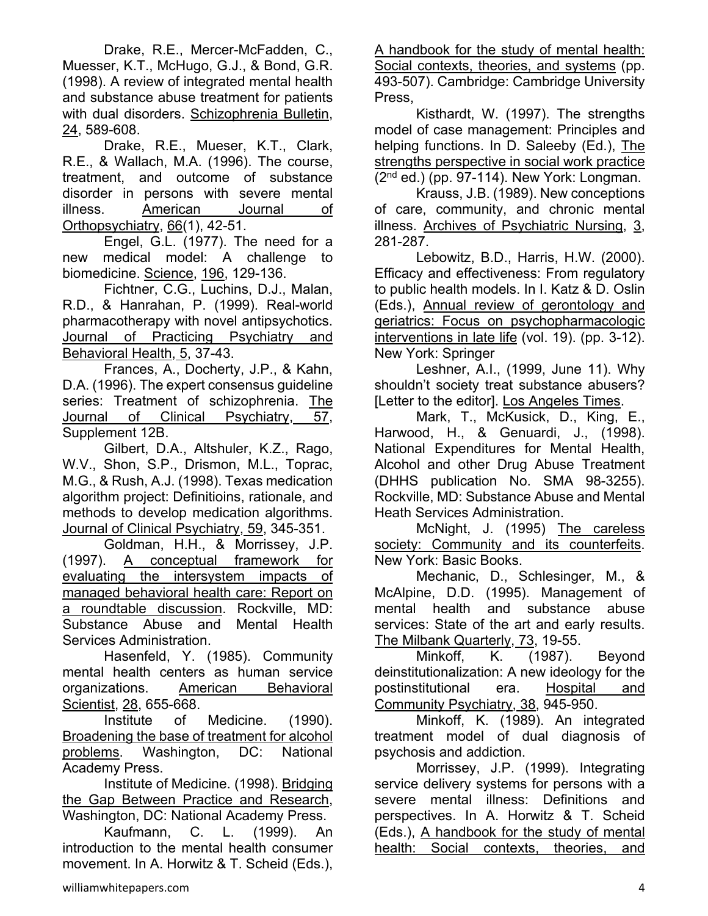Drake, R.E., Mercer-McFadden, C., Muesser, K.T., McHugo, G.J., & Bond, G.R. (1998). A review of integrated mental health and substance abuse treatment for patients with dual disorders. Schizophrenia Bulletin, 24, 589-608.

Drake, R.E., Mueser, K.T., Clark, R.E., & Wallach, M.A. (1996). The course, treatment, and outcome of substance disorder in persons with severe mental illness. American Journal of Orthopsychiatry, 66(1), 42-51.

Engel, G.L. (1977). The need for a new medical model: A challenge to biomedicine. Science, 196, 129-136.

Fichtner, C.G., Luchins, D.J., Malan, R.D., & Hanrahan, P. (1999). Real-world pharmacotherapy with novel antipsychotics. Journal of Practicing Psychiatry and Behavioral Health, 5, 37-43.

Frances, A., Docherty, J.P., & Kahn, D.A. (1996). The expert consensus guideline series: Treatment of schizophrenia. The Journal of Clinical Psychiatry, 57, Supplement 12B.

Gilbert, D.A., Altshuler, K.Z., Rago, W.V., Shon, S.P., Drismon, M.L., Toprac, M.G., & Rush, A.J. (1998). Texas medication algorithm project: Definitioins, rationale, and methods to develop medication algorithms. Journal of Clinical Psychiatry, 59, 345-351.

Goldman, H.H., & Morrissey, J.P. (1997). A conceptual framework for evaluating the intersystem impacts of managed behavioral health care: Report on a roundtable discussion. Rockville, MD: Substance Abuse and Mental Health Services Administration.

Hasenfeld, Y. (1985). Community mental health centers as human service organizations. American Behavioral Scientist, 28, 655-668.

Institute of Medicine. (1990). Broadening the base of treatment for alcohol problems. Washington, DC: National Academy Press.

Institute of Medicine. (1998). Bridging the Gap Between Practice and Research, Washington, DC: National Academy Press.

Kaufmann, C. L. (1999). An introduction to the mental health consumer movement. In A. Horwitz & T. Scheid (Eds.), A handbook for the study of mental health: Social contexts, theories, and systems (pp. 493-507). Cambridge: Cambridge University Press,

Kisthardt, W. (1997). The strengths model of case management: Principles and helping functions. In D. Saleeby (Ed.), The strengths perspective in social work practice (2nd ed.) (pp. 97-114). New York: Longman.

Krauss, J.B. (1989). New conceptions of care, community, and chronic mental illness. Archives of Psychiatric Nursing, 3, 281-287.

Lebowitz, B.D., Harris, H.W. (2000). Efficacy and effectiveness: From regulatory to public health models. In I. Katz & D. Oslin (Eds.), Annual review of gerontology and geriatrics: Focus on psychopharmacologic interventions in late life (vol. 19). (pp. 3-12). New York: Springer

Leshner, A.I., (1999, June 11). Why shouldn't society treat substance abusers? [Letter to the editor]. Los Angeles Times.

Mark, T., McKusick, D., King, E., Harwood, H., & Genuardi, J., (1998). National Expenditures for Mental Health, Alcohol and other Drug Abuse Treatment (DHHS publication No. SMA 98-3255). Rockville, MD: Substance Abuse and Mental Heath Services Administration.

McNight, J. (1995) The careless society: Community and its counterfeits. New York: Basic Books.

Mechanic, D., Schlesinger, M., & McAlpine, D.D. (1995). Management of mental health and substance abuse services: State of the art and early results. The Milbank Quarterly, 73, 19-55.

Minkoff, K. (1987). Beyond deinstitutionalization: A new ideology for the postinstitutional era. Hospital and Community Psychiatry, 38, 945-950.

Minkoff, K. (1989). An integrated treatment model of dual diagnosis of psychosis and addiction.

Morrissey, J.P. (1999). Integrating service delivery systems for persons with a severe mental illness: Definitions and perspectives. In A. Horwitz & T. Scheid (Eds.), A handbook for the study of mental health: Social contexts, theories, and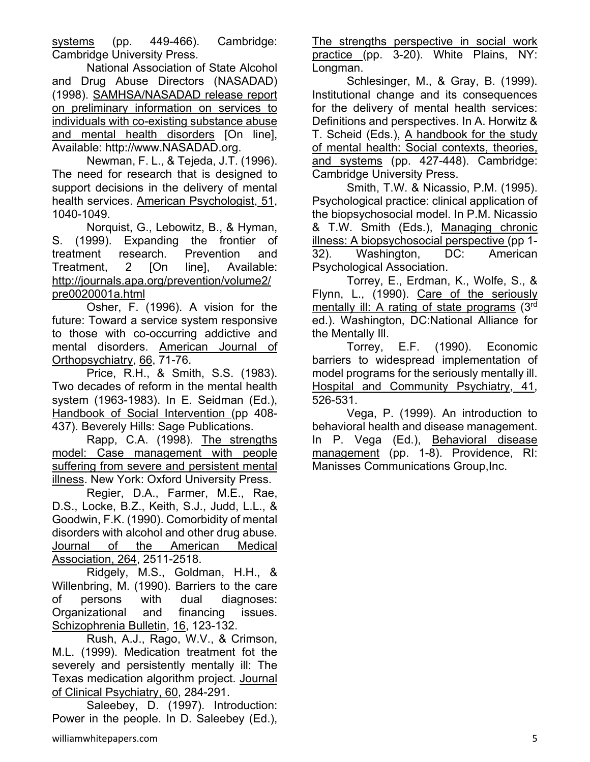systems (pp. 449-466). Cambridge: Cambridge University Press.

National Association of State Alcohol and Drug Abuse Directors (NASADAD) (1998). SAMHSA/NASADAD release report on preliminary information on services to individuals with co-existing substance abuse and mental health disorders [On line], Available: http://www.NASADAD.org.

Newman, F. L., & Tejeda, J.T. (1996). The need for research that is designed to support decisions in the delivery of mental health services. American Psychologist, 51, 1040-1049.

Norquist, G., Lebowitz, B., & Hyman, S. (1999). Expanding the frontier of treatment research. Prevention and Treatment, 2 [On line], Available: http://journals.apa.org/prevention/volume2/pre0020001a.html

Osher, F. (1996). A vision for the future: Toward a service system responsive to those with co-occurring addictive and mental disorders. American Journal of Orthopsychiatry, 66, 71-76.

Price, R.H., & Smith, S.S. (1983). Two decades of reform in the mental health system (1963-1983). In E. Seidman (Ed.), Handbook of Social Intervention (pp 408-437). Beverely Hills: Sage Publications.

Rapp, C.A. (1998). The strengths model: Case management with people suffering from severe and persistent mental illness. New York: Oxford University Press.

Regier, D.A., Farmer, M.E., Rae, D.S., Locke, B.Z., Keith, S.J., Judd, L.L., & Goodwin, F.K. (1990). Comorbidity of mental disorders with alcohol and other drug abuse. Journal of the American Medical Association, 264, 2511-2518.

Ridgely, M.S., Goldman, H.H., & Willenbring, M. (1990). Barriers to the care of persons with dual diagnoses: Organizational and financing issues. Schizophrenia Bulletin, 16, 123-132.

Rush, A.J., Rago, W.V., & Crimson, M.L. (1999). Medication treatment fot the severely and persistently mentally ill: The Texas medication algorithm project. Journal of Clinical Psychiatry, 60, 284-291.

Saleebey, D. (1997). Introduction: Power in the people. In D. Saleebey (Ed.), The strengths perspective in social work practice (pp. 3-20). White Plains, NY: Longman.

Schlesinger, M., & Gray, B. (1999). Institutional change and its consequences for the delivery of mental health services: Definitions and perspectives. In A. Horwitz & T. Scheid (Eds.), A handbook for the study of mental health: Social contexts, theories, and systems (pp. 427-448). Cambridge: Cambridge University Press.

Smith, T.W. & Nicassio, P.M. (1995). Psychological practice: clinical application of the biopsychosocial model. In P.M. Nicassio & T.W. Smith (Eds.), Managing chronic illness: A biopsychosocial perspective (pp 1-32). Washington, DC: American Psychological Association.

Torrey, E., Erdman, K., Wolfe, S., & Flynn, L., (1990). Care of the seriously mentally ill: A rating of state programs (3rd ed.). Washington, DC:National Alliance for the Mentally Ill.

Torrey, E.F. (1990). Economic barriers to widespread implementation of model programs for the seriously mentally ill. Hospital and Community Psychiatry, 41, 526-531.

Vega, P. (1999). An introduction to behavioral health and disease management. In P. Vega (Ed.), Behavioral disease management (pp. 1-8). Providence, RI: Manisses Communications Group,Inc.